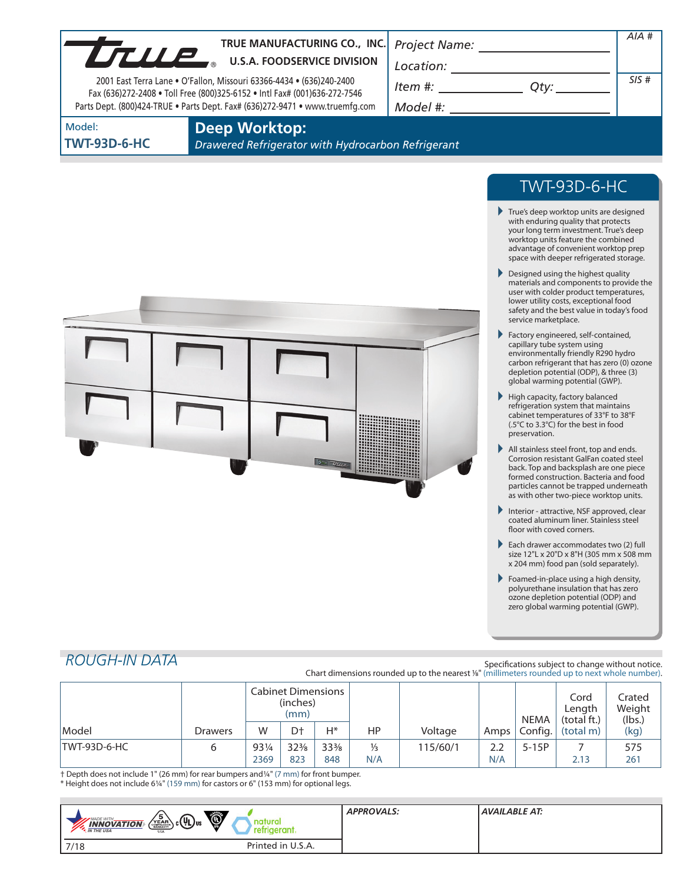**TRUE MANUFACTURING CO., INC.**
**U.S.A. FOODSERVICE DIVISION**

2001 East Terra Lane • O'Fallon, Missouri 63366-4434 • (636)240-2400
Fax (636)272-2408 • Toll Free (800)325-6152 • Intl Fax# (001)636-272-7546
Parts Dept. (800)424-TRUE • Parts Dept. Fax# (636)272-9471 • www.truemfg.com

*Project Name:* ____________________

*Location:* ____________________

*Item #:* ____________ *Qty:* ________

*Model #:* ____________________

*AIA #*

*SIS #*

Model:
**TWT-93D-6-HC**

# Deep Worktop:

*Drawered Refrigerator with Hydrocarbon Refrigerant*

## TWT-93D-6-HC

- True's deep worktop units are designed with enduring quality that protects your long term investment. True's deep worktop units feature the combined advantage of convenient worktop prep space with deeper refrigerated storage.
- Designed using the highest quality materials and components to provide the user with colder product temperatures, lower utility costs, exceptional food safety and the best value in today's food service marketplace.
- Factory engineered, self-contained, capillary tube system using environmentally friendly R290 hydro carbon refrigerant that has zero (0) ozone depletion potential (ODP), & three (3) global warming potential (GWP).
- High capacity, factory balanced refrigeration system that maintains cabinet temperatures of 33°F to 38°F (.5°C to 3.3°C) for the best in food preservation.
- All stainless steel front, top and ends. Corrosion resistant GalFan coated steel back. Top and backsplash are one piece formed construction. Bacteria and food particles cannot be trapped underneath as with other two-piece worktop units.
- Interior - attractive, NSF approved, clear coated aluminum liner. Stainless steel floor with coved corners.
- Each drawer accommodates two (2) full size 12"L x 20"D x 8"H (305 mm x 508 mm x 204 mm) food pan (sold separately).
- Foamed-in-place using a high density, polyurethane insulation that has zero ozone depletion potential (ODP) and zero global warming potential (GWP).

## *ROUGH-IN DATA*

Specifications subject to change without notice.
Chart dimensions rounded up to the nearest ⅛" (millimeters rounded up to next whole number).

| Model | Drawers | Cabinet Dimensions (inches) (mm) | | | HP | Voltage | Amps | NEMA Config. | Cord Length (total ft.) (total m) | Crated Weight (lbs.) (kg) |
|---|---|---|---|---|---|---|---|---|---|---|
| | | W | D† | H* | | | | | | |
| TWT-93D-6-HC | 6 | 93¼ 2369 | 32⅜ 823 | 33⅜ 848 | ⅓ N/A | 115/60/1 | 2.2 N/A | 5-15P | 7 2.13 | 575 261 |

† Depth does not include 1" (26 mm) for rear bumpers and ¼" (7 mm) for front bumper.
* Height does not include 6¼" (159 mm) for castors or 6" (153 mm) for optional legs.

MADE WITH INNOVATION IN THE USA | 5 YEAR COMPRESSOR WARRANTY | c UL us | natural refrigerant

*APPROVALS:*

*AVAILABLE AT:*

7/18 Printed in U.S.A.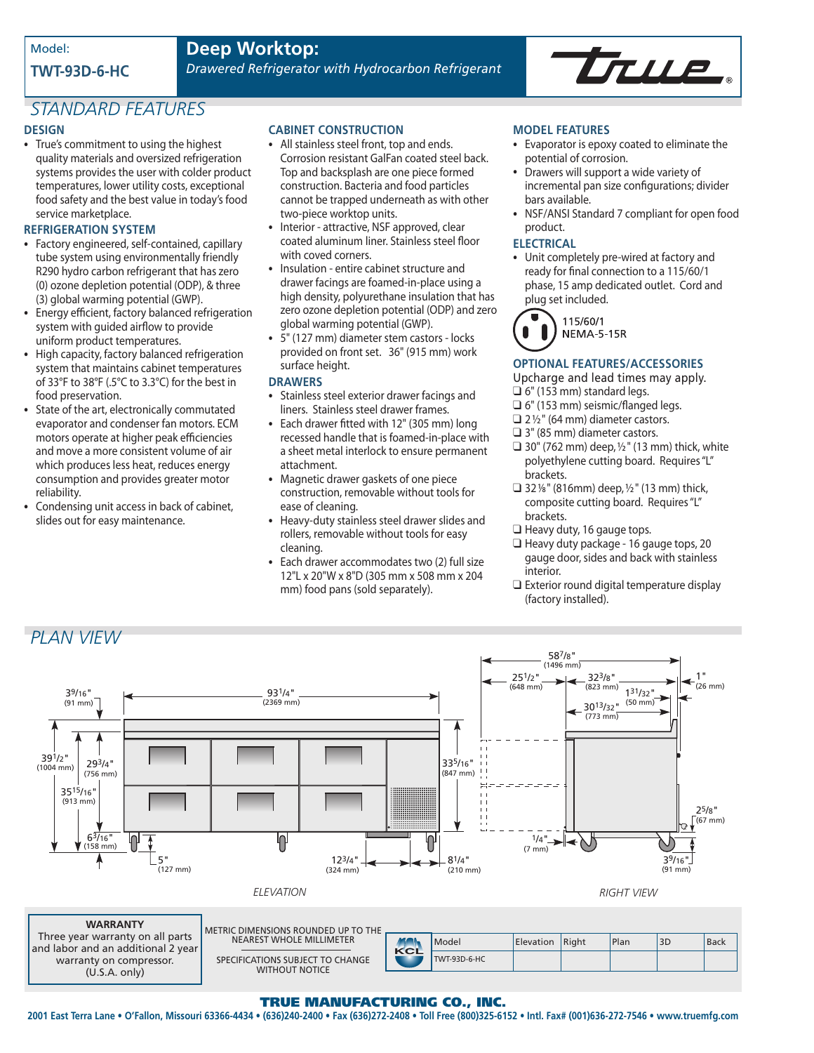Model:

**TWT-93D-6-HC**

# Deep Worktop:

*Drawered Refrigerator with Hydrocarbon Refrigerant*

## STANDARD FEATURES

### DESIGN

- True's commitment to using the highest quality materials and oversized refrigeration systems provides the user with colder product temperatures, lower utility costs, exceptional food safety and the best value in today's food service marketplace.

### REFRIGERATION SYSTEM

- Factory engineered, self-contained, capillary tube system using environmentally friendly R290 hydro carbon refrigerant that has zero (0) ozone depletion potential (ODP), & three (3) global warming potential (GWP).
- Energy efficient, factory balanced refrigeration system with guided airflow to provide uniform product temperatures.
- High capacity, factory balanced refrigeration system that maintains cabinet temperatures of 33°F to 38°F (.5°C to 3.3°C) for the best in food preservation.
- State of the art, electronically commutated evaporator and condenser fan motors. ECM motors operate at higher peak efficiencies and move a more consistent volume of air which produces less heat, reduces energy consumption and provides greater motor reliability.
- Condensing unit access in back of cabinet, slides out for easy maintenance.

### CABINET CONSTRUCTION

- All stainless steel front, top and ends. Corrosion resistant GalFan coated steel back. Top and backsplash are one piece formed construction. Bacteria and food particles cannot be trapped underneath as with other two-piece worktop units.
- Interior - attractive, NSF approved, clear coated aluminum liner. Stainless steel floor with coved corners.
- Insulation - entire cabinet structure and drawer facings are foamed-in-place using a high density, polyurethane insulation that has zero ozone depletion potential (ODP) and zero global warming potential (GWP).
- 5" (127 mm) diameter stem castors - locks provided on front set. 36" (915 mm) work surface height.

### DRAWERS

- Stainless steel exterior drawer facings and liners. Stainless steel drawer frames.
- Each drawer fitted with 12" (305 mm) long recessed handle that is foamed-in-place with a sheet metal interlock to ensure permanent attachment.
- Magnetic drawer gaskets of one piece construction, removable without tools for ease of cleaning.
- Heavy-duty stainless steel drawer slides and rollers, removable without tools for easy cleaning.
- Each drawer accommodates two (2) full size 12"L x 20"W x 8"D (305 mm x 508 mm x 204 mm) food pans (sold separately).

### MODEL FEATURES

- Evaporator is epoxy coated to eliminate the potential of corrosion.
- Drawers will support a wide variety of incremental pan size configurations; divider bars available.
- NSF/ANSI Standard 7 compliant for open food product.

### ELECTRICAL

- Unit completely pre-wired at factory and ready for final connection to a 115/60/1 phase, 15 amp dedicated outlet. Cord and plug set included.

115/60/1
NEMA-5-15R

### OPTIONAL FEATURES/ACCESSORIES

Upcharge and lead times may apply.

- ❑ 6" (153 mm) standard legs.
- ❑ 6" (153 mm) seismic/flanged legs.
- ❑ 2½" (64 mm) diameter castors.
- ❑ 3" (85 mm) diameter castors.
- ❑ 30" (762 mm) deep, ½" (13 mm) thick, white polyethylene cutting board. Requires "L" brackets.
- ❑ 32⅛" (816mm) deep, ½" (13 mm) thick, composite cutting board. Requires "L" brackets.
- ❑ Heavy duty, 16 gauge tops.
- ❑ Heavy duty package - 16 gauge tops, 20 gauge door, sides and back with stainless interior.
- ❑ Exterior round digital temperature display (factory installed).

## PLAN VIEW

3 9/16" (91 mm)
93 1/4" (2369 mm)
39 1/2" (1004 mm)
29 3/4" (756 mm)
35 15/16" (913 mm)
6 3/16" (158 mm)
5" (127 mm)
12 3/4" (324 mm)
8 1/4" (210 mm)
33 5/16" (847 mm)

ELEVATION

58 7/8" (1496 mm)
25 1/2" (648 mm)
32 3/8" (823 mm)
1" (26 mm)
1 31/32" (50 mm)
30 13/32" (773 mm)
2 5/8" (67 mm)
1/4" (7 mm)
3 9/16" (91 mm)

RIGHT VIEW

**WARRANTY**
Three year warranty on all parts and labor and an additional 2 year warranty on compressor. (U.S.A. only)

METRIC DIMENSIONS ROUNDED UP TO THE NEAREST WHOLE MILLIMETER

SPECIFICATIONS SUBJECT TO CHANGE WITHOUT NOTICE

| Model | Elevation | Right | Plan | 3D | Back |
|---|---|---|---|---|---|
| TWT-93D-6-HC | | | | | |

**TRUE MANUFACTURING CO., INC.**

2001 East Terra Lane • O'Fallon, Missouri 63366-4434 • (636)240-2400 • Fax (636)272-2408 • Toll Free (800)325-6152 • Intl. Fax# (001)636-272-7546 • www.truemfg.com